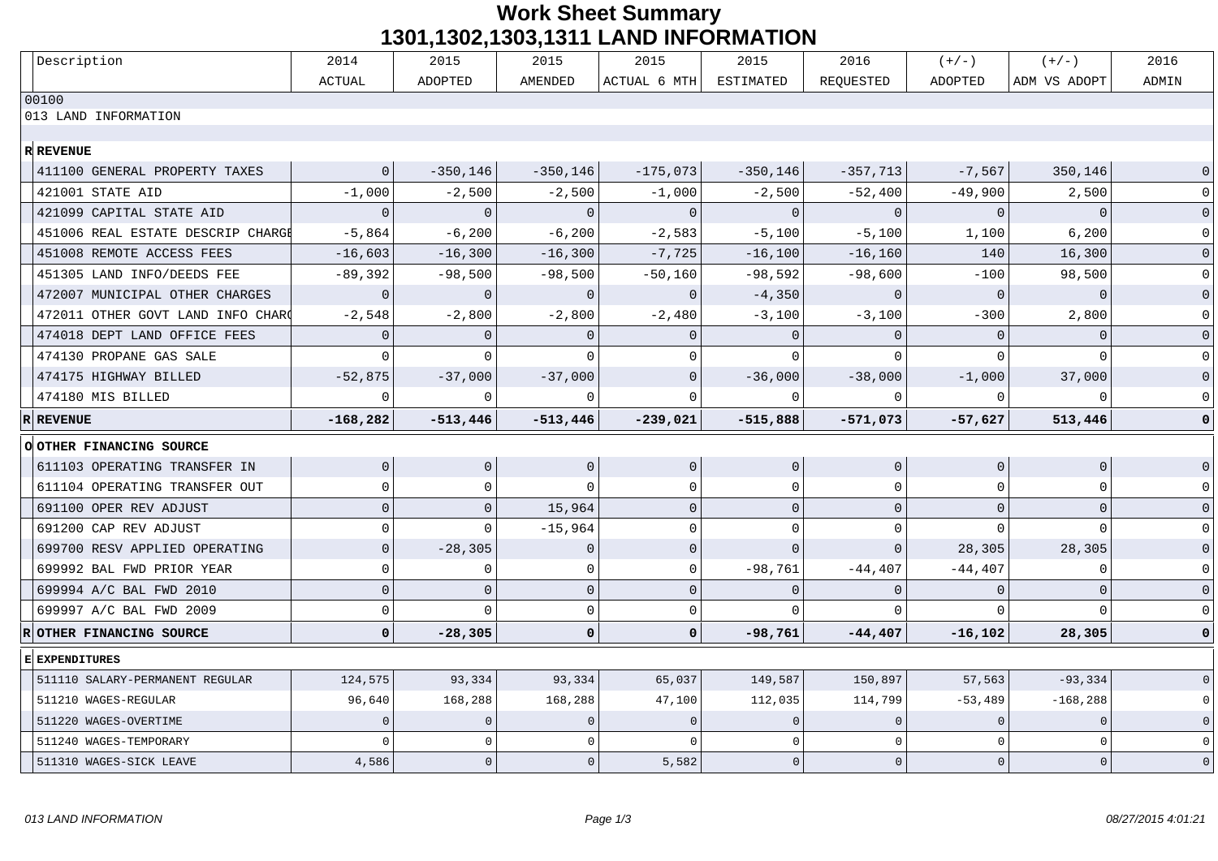# Work Sheet Summary
## 1301,1302,1303,1311 LAND INFORMATION

| | Description | 2014 ACTUAL | 2015 ADOPTED | 2015 AMENDED | 2015 ACTUAL 6 MTH | 2015 ESTIMATED | 2016 REQUESTED | (+/-) ADOPTED | (+/-) ADM VS ADOPT | 2016 ADMIN |
|---|---|---|---|---|---|---|---|---|---|---|
| | 00100 | | | | | | | | | |
| | 013 LAND INFORMATION | | | | | | | | | |
| R | **REVENUE** | | | | | | | | | |
| | 411100 GENERAL PROPERTY TAXES | 0 | -350,146 | -350,146 | -175,073 | -350,146 | -357,713 | -7,567 | 350,146 | 0 |
| | 421001 STATE AID | -1,000 | -2,500 | -2,500 | -1,000 | -2,500 | -52,400 | -49,900 | 2,500 | 0 |
| | 421099 CAPITAL STATE AID | 0 | 0 | 0 | 0 | 0 | 0 | 0 | 0 | 0 |
| | 451006 REAL ESTATE DESCRIP CHARGE | -5,864 | -6,200 | -6,200 | -2,583 | -5,100 | -5,100 | 1,100 | 6,200 | 0 |
| | 451008 REMOTE ACCESS FEES | -16,603 | -16,300 | -16,300 | -7,725 | -16,100 | -16,160 | 140 | 16,300 | 0 |
| | 451305 LAND INFO/DEEDS FEE | -89,392 | -98,500 | -98,500 | -50,160 | -98,592 | -98,600 | -100 | 98,500 | 0 |
| | 472007 MUNICIPAL OTHER CHARGES | 0 | 0 | 0 | 0 | -4,350 | 0 | 0 | 0 | 0 |
| | 472011 OTHER GOVT LAND INFO CHARG | -2,548 | -2,800 | -2,800 | -2,480 | -3,100 | -3,100 | -300 | 2,800 | 0 |
| | 474018 DEPT LAND OFFICE FEES | 0 | 0 | 0 | 0 | 0 | 0 | 0 | 0 | 0 |
| | 474130 PROPANE GAS SALE | 0 | 0 | 0 | 0 | 0 | 0 | 0 | 0 | 0 |
| | 474175 HIGHWAY BILLED | -52,875 | -37,000 | -37,000 | 0 | -36,000 | -38,000 | -1,000 | 37,000 | 0 |
| | 474180 MIS BILLED | 0 | 0 | 0 | 0 | 0 | 0 | 0 | 0 | 0 |
| R | **REVENUE** | **-168,282** | **-513,446** | **-513,446** | **-239,021** | **-515,888** | **-571,073** | **-57,627** | **513,446** | **0** |
| O | **OTHER FINANCING SOURCE** | | | | | | | | | |
| | 611103 OPERATING TRANSFER IN | 0 | 0 | 0 | 0 | 0 | 0 | 0 | 0 | 0 |
| | 611104 OPERATING TRANSFER OUT | 0 | 0 | 0 | 0 | 0 | 0 | 0 | 0 | 0 |
| | 691100 OPER REV ADJUST | 0 | 0 | 15,964 | 0 | 0 | 0 | 0 | 0 | 0 |
| | 691200 CAP REV ADJUST | 0 | 0 | -15,964 | 0 | 0 | 0 | 0 | 0 | 0 |
| | 699700 RESV APPLIED OPERATING | 0 | -28,305 | 0 | 0 | 0 | 0 | 28,305 | 28,305 | 0 |
| | 699992 BAL FWD PRIOR YEAR | 0 | 0 | 0 | 0 | -98,761 | -44,407 | -44,407 | 0 | 0 |
| | 699994 A/C BAL FWD 2010 | 0 | 0 | 0 | 0 | 0 | 0 | 0 | 0 | 0 |
| | 699997 A/C BAL FWD 2009 | 0 | 0 | 0 | 0 | 0 | 0 | 0 | 0 | 0 |
| R | **OTHER FINANCING SOURCE** | **0** | **-28,305** | **0** | **0** | **-98,761** | **-44,407** | **-16,102** | **28,305** | **0** |
| E | **EXPENDITURES** | | | | | | | | | |
| | 511110 SALARY-PERMANENT REGULAR | 124,575 | 93,334 | 93,334 | 65,037 | 149,587 | 150,897 | 57,563 | -93,334 | 0 |
| | 511210 WAGES-REGULAR | 96,640 | 168,288 | 168,288 | 47,100 | 112,035 | 114,799 | -53,489 | -168,288 | 0 |
| | 511220 WAGES-OVERTIME | 0 | 0 | 0 | 0 | 0 | 0 | 0 | 0 | 0 |
| | 511240 WAGES-TEMPORARY | 0 | 0 | 0 | 0 | 0 | 0 | 0 | 0 | 0 |
| | 511310 WAGES-SICK LEAVE | 4,586 | 0 | 0 | 5,582 | 0 | 0 | 0 | 0 | 0 |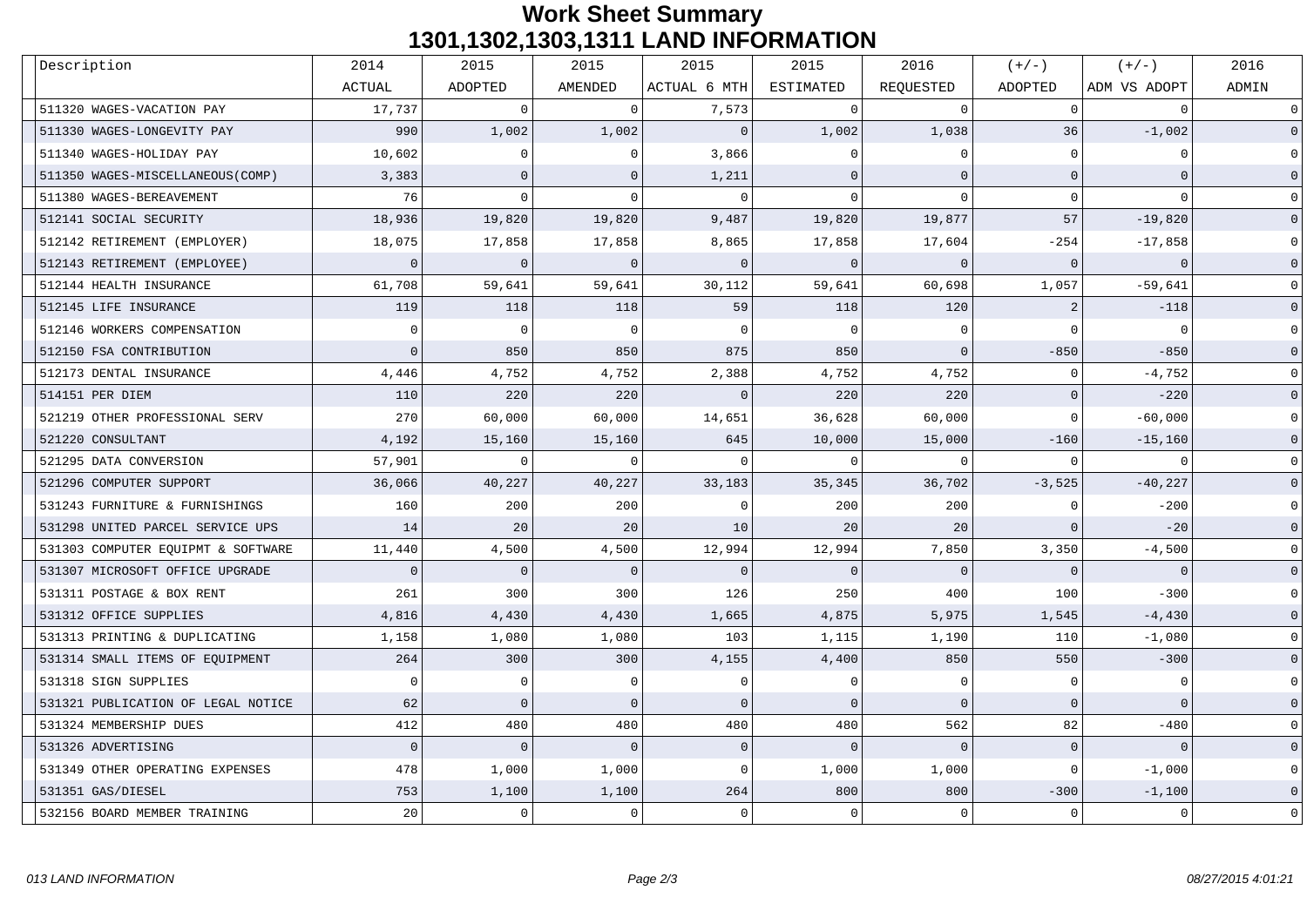# Work Sheet Summary

## 1301,1302,1303,1311 LAND INFORMATION

| Description | 2014 ACTUAL | 2015 ADOPTED | 2015 AMENDED | 2015 ACTUAL 6 MTH | 2015 ESTIMATED | 2016 REQUESTED | (+/-) ADOPTED | (+/-) ADM VS ADOPT | 2016 ADMIN |
|---|---|---|---|---|---|---|---|---|---|
| 511320 WAGES-VACATION PAY | 17,737 | 0 | 0 | 7,573 | 0 | 0 | 0 | 0 | 0 |
| 511330 WAGES-LONGEVITY PAY | 990 | 1,002 | 1,002 | 0 | 1,002 | 1,038 | 36 | -1,002 | 0 |
| 511340 WAGES-HOLIDAY PAY | 10,602 | 0 | 0 | 3,866 | 0 | 0 | 0 | 0 | 0 |
| 511350 WAGES-MISCELLANEOUS(COMP) | 3,383 | 0 | 0 | 1,211 | 0 | 0 | 0 | 0 | 0 |
| 511380 WAGES-BEREAVEMENT | 76 | 0 | 0 | 0 | 0 | 0 | 0 | 0 | 0 |
| 512141 SOCIAL SECURITY | 18,936 | 19,820 | 19,820 | 9,487 | 19,820 | 19,877 | 57 | -19,820 | 0 |
| 512142 RETIREMENT (EMPLOYER) | 18,075 | 17,858 | 17,858 | 8,865 | 17,858 | 17,604 | -254 | -17,858 | 0 |
| 512143 RETIREMENT (EMPLOYEE) | 0 | 0 | 0 | 0 | 0 | 0 | 0 | 0 | 0 |
| 512144 HEALTH INSURANCE | 61,708 | 59,641 | 59,641 | 30,112 | 59,641 | 60,698 | 1,057 | -59,641 | 0 |
| 512145 LIFE INSURANCE | 119 | 118 | 118 | 59 | 118 | 120 | 2 | -118 | 0 |
| 512146 WORKERS COMPENSATION | 0 | 0 | 0 | 0 | 0 | 0 | 0 | 0 | 0 |
| 512150 FSA CONTRIBUTION | 0 | 850 | 850 | 875 | 850 | 0 | -850 | -850 | 0 |
| 512173 DENTAL INSURANCE | 4,446 | 4,752 | 4,752 | 2,388 | 4,752 | 4,752 | 0 | -4,752 | 0 |
| 514151 PER DIEM | 110 | 220 | 220 | 0 | 220 | 220 | 0 | -220 | 0 |
| 521219 OTHER PROFESSIONAL SERV | 270 | 60,000 | 60,000 | 14,651 | 36,628 | 60,000 | 0 | -60,000 | 0 |
| 521220 CONSULTANT | 4,192 | 15,160 | 15,160 | 645 | 10,000 | 15,000 | -160 | -15,160 | 0 |
| 521295 DATA CONVERSION | 57,901 | 0 | 0 | 0 | 0 | 0 | 0 | 0 | 0 |
| 521296 COMPUTER SUPPORT | 36,066 | 40,227 | 40,227 | 33,183 | 35,345 | 36,702 | -3,525 | -40,227 | 0 |
| 531243 FURNITURE & FURNISHINGS | 160 | 200 | 200 | 0 | 200 | 200 | 0 | -200 | 0 |
| 531298 UNITED PARCEL SERVICE UPS | 14 | 20 | 20 | 10 | 20 | 20 | 0 | -20 | 0 |
| 531303 COMPUTER EQUIPMT & SOFTWARE | 11,440 | 4,500 | 4,500 | 12,994 | 12,994 | 7,850 | 3,350 | -4,500 | 0 |
| 531307 MICROSOFT OFFICE UPGRADE | 0 | 0 | 0 | 0 | 0 | 0 | 0 | 0 | 0 |
| 531311 POSTAGE & BOX RENT | 261 | 300 | 300 | 126 | 250 | 400 | 100 | -300 | 0 |
| 531312 OFFICE SUPPLIES | 4,816 | 4,430 | 4,430 | 1,665 | 4,875 | 5,975 | 1,545 | -4,430 | 0 |
| 531313 PRINTING & DUPLICATING | 1,158 | 1,080 | 1,080 | 103 | 1,115 | 1,190 | 110 | -1,080 | 0 |
| 531314 SMALL ITEMS OF EQUIPMENT | 264 | 300 | 300 | 4,155 | 4,400 | 850 | 550 | -300 | 0 |
| 531318 SIGN SUPPLIES | 0 | 0 | 0 | 0 | 0 | 0 | 0 | 0 | 0 |
| 531321 PUBLICATION OF LEGAL NOTICE | 62 | 0 | 0 | 0 | 0 | 0 | 0 | 0 | 0 |
| 531324 MEMBERSHIP DUES | 412 | 480 | 480 | 480 | 480 | 562 | 82 | -480 | 0 |
| 531326 ADVERTISING | 0 | 0 | 0 | 0 | 0 | 0 | 0 | 0 | 0 |
| 531349 OTHER OPERATING EXPENSES | 478 | 1,000 | 1,000 | 0 | 1,000 | 1,000 | 0 | -1,000 | 0 |
| 531351 GAS/DIESEL | 753 | 1,100 | 1,100 | 264 | 800 | 800 | -300 | -1,100 | 0 |
| 532156 BOARD MEMBER TRAINING | 20 | 0 | 0 | 0 | 0 | 0 | 0 | 0 | 0 |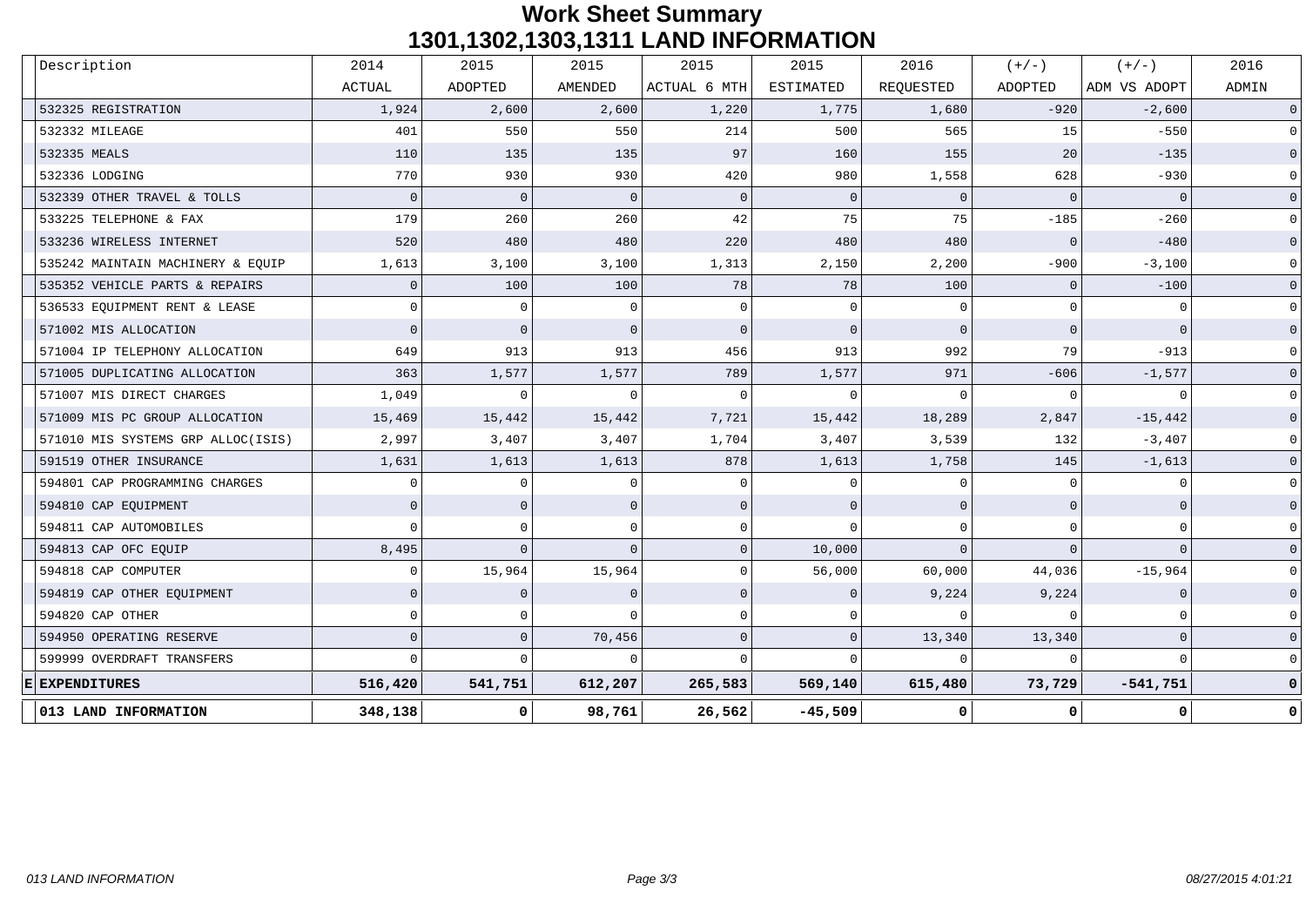# Work Sheet Summary

## 1301,1302,1303,1311 LAND INFORMATION

| | Description | 2014 ACTUAL | 2015 ADOPTED | 2015 AMENDED | 2015 ACTUAL 6 MTH | 2015 ESTIMATED | 2016 REQUESTED | (+/-) ADOPTED | (+/-) ADM VS ADOPT | 2016 ADMIN |
|---|---|---|---|---|---|---|---|---|---|---|
| | 532325 REGISTRATION | 1,924 | 2,600 | 2,600 | 1,220 | 1,775 | 1,680 | -920 | -2,600 | 0 |
| | 532332 MILEAGE | 401 | 550 | 550 | 214 | 500 | 565 | 15 | -550 | 0 |
| | 532335 MEALS | 110 | 135 | 135 | 97 | 160 | 155 | 20 | -135 | 0 |
| | 532336 LODGING | 770 | 930 | 930 | 420 | 980 | 1,558 | 628 | -930 | 0 |
| | 532339 OTHER TRAVEL & TOLLS | 0 | 0 | 0 | 0 | 0 | 0 | 0 | 0 | 0 |
| | 533225 TELEPHONE & FAX | 179 | 260 | 260 | 42 | 75 | 75 | -185 | -260 | 0 |
| | 533236 WIRELESS INTERNET | 520 | 480 | 480 | 220 | 480 | 480 | 0 | -480 | 0 |
| | 535242 MAINTAIN MACHINERY & EQUIP | 1,613 | 3,100 | 3,100 | 1,313 | 2,150 | 2,200 | -900 | -3,100 | 0 |
| | 535352 VEHICLE PARTS & REPAIRS | 0 | 100 | 100 | 78 | 78 | 100 | 0 | -100 | 0 |
| | 536533 EQUIPMENT RENT & LEASE | 0 | 0 | 0 | 0 | 0 | 0 | 0 | 0 | 0 |
| | 571002 MIS ALLOCATION | 0 | 0 | 0 | 0 | 0 | 0 | 0 | 0 | 0 |
| | 571004 IP TELEPHONY ALLOCATION | 649 | 913 | 913 | 456 | 913 | 992 | 79 | -913 | 0 |
| | 571005 DUPLICATING ALLOCATION | 363 | 1,577 | 1,577 | 789 | 1,577 | 971 | -606 | -1,577 | 0 |
| | 571007 MIS DIRECT CHARGES | 1,049 | 0 | 0 | 0 | 0 | 0 | 0 | 0 | 0 |
| | 571009 MIS PC GROUP ALLOCATION | 15,469 | 15,442 | 15,442 | 7,721 | 15,442 | 18,289 | 2,847 | -15,442 | 0 |
| | 571010 MIS SYSTEMS GRP ALLOC(ISIS) | 2,997 | 3,407 | 3,407 | 1,704 | 3,407 | 3,539 | 132 | -3,407 | 0 |
| | 591519 OTHER INSURANCE | 1,631 | 1,613 | 1,613 | 878 | 1,613 | 1,758 | 145 | -1,613 | 0 |
| | 594801 CAP PROGRAMMING CHARGES | 0 | 0 | 0 | 0 | 0 | 0 | 0 | 0 | 0 |
| | 594810 CAP EQUIPMENT | 0 | 0 | 0 | 0 | 0 | 0 | 0 | 0 | 0 |
| | 594811 CAP AUTOMOBILES | 0 | 0 | 0 | 0 | 0 | 0 | 0 | 0 | 0 |
| | 594813 CAP OFC EQUIP | 8,495 | 0 | 0 | 0 | 10,000 | 0 | 0 | 0 | 0 |
| | 594818 CAP COMPUTER | 0 | 15,964 | 15,964 | 0 | 56,000 | 60,000 | 44,036 | -15,964 | 0 |
| | 594819 CAP OTHER EQUIPMENT | 0 | 0 | 0 | 0 | 0 | 9,224 | 9,224 | 0 | 0 |
| | 594820 CAP OTHER | 0 | 0 | 0 | 0 | 0 | 0 | 0 | 0 | 0 |
| | 594950 OPERATING RESERVE | 0 | 0 | 70,456 | 0 | 0 | 13,340 | 13,340 | 0 | 0 |
| | 599999 OVERDRAFT TRANSFERS | 0 | 0 | 0 | 0 | 0 | 0 | 0 | 0 | 0 |
| E | **EXPENDITURES** | **516,420** | **541,751** | **612,207** | **265,583** | **569,140** | **615,480** | **73,729** | **-541,751** | **0** |
| | **013 LAND INFORMATION** | **348,138** | **0** | **98,761** | **26,562** | **-45,509** | **0** | **0** | **0** | **0** |